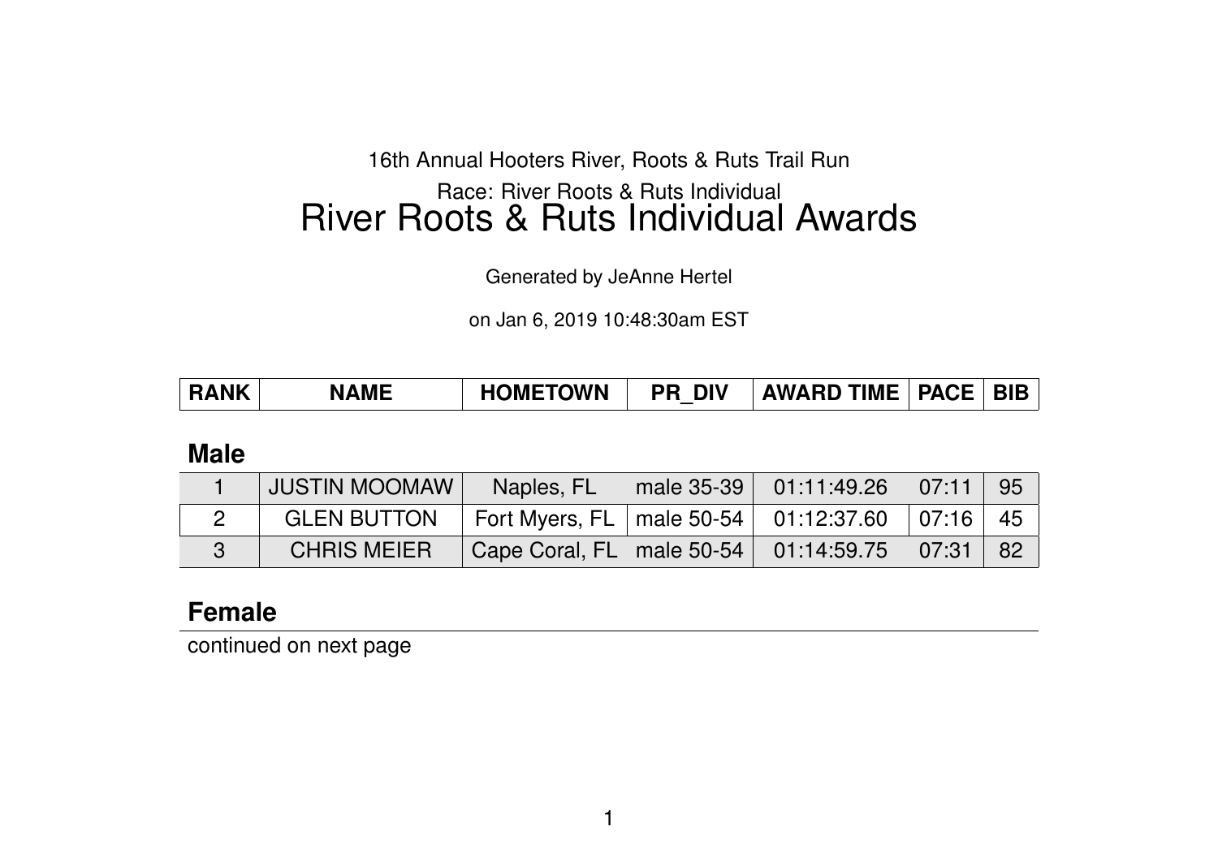16th Annual Hooters River, Roots & Ruts Trail Run

Race: River Roots & Ruts Individual

# River Roots & Ruts Individual Awards

Generated by JeAnne Hertel

on Jan 6, 2019 10:48:30am EST

| RANK | NAME | HOMETOWN | PR_DIV | AWARD TIME | PACE | BIB |
|---|---|---|---|---|---|---|

## Male

| RANK | NAME | HOMETOWN | PR_DIV | AWARD TIME | PACE | BIB |
|---|---|---|---|---|---|---|
| 1 | JUSTIN MOOMAW | Naples, FL | male 35-39 | 01:11:49.26 | 07:11 | 95 |
| 2 | GLEN BUTTON | Fort Myers, FL | male 50-54 | 01:12:37.60 | 07:16 | 45 |
| 3 | CHRIS MEIER | Cape Coral, FL | male 50-54 | 01:14:59.75 | 07:31 | 82 |

## Female

continued on next page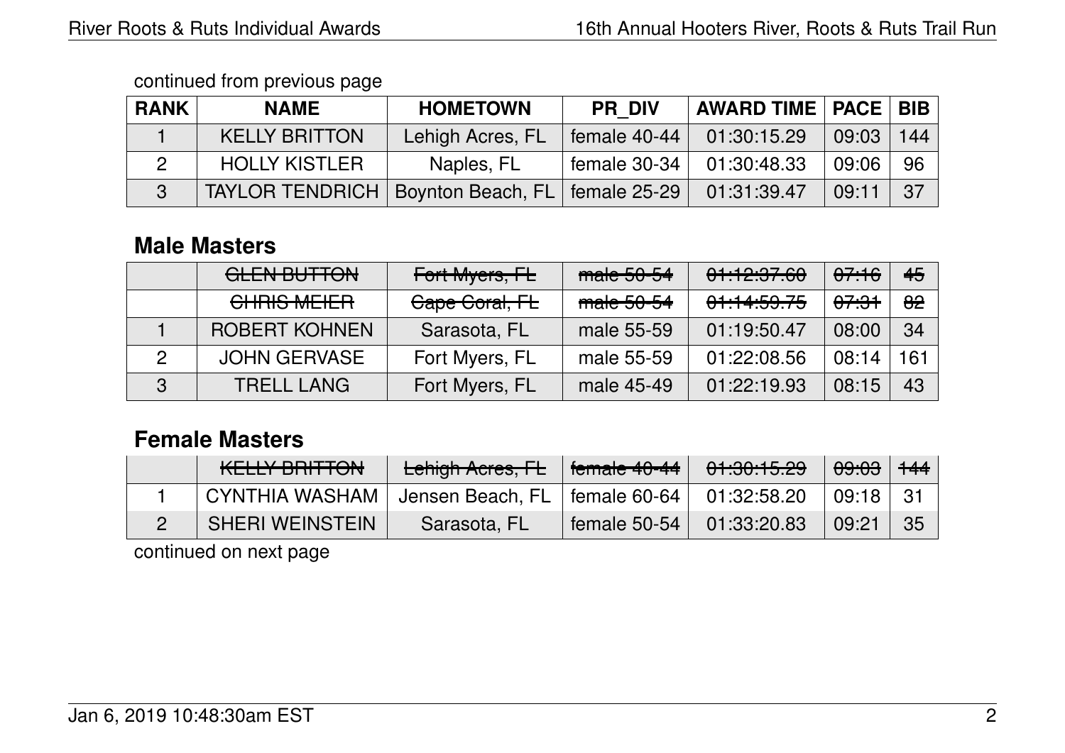continued from previous page

| RANK | NAME | HOMETOWN | PR_DIV | AWARD TIME | PACE | BIB |
|---|---|---|---|---|---|---|
| 1 | KELLY BRITTON | Lehigh Acres, FL | female 40-44 | 01:30:15.29 | 09:03 | 144 |
| 2 | HOLLY KISTLER | Naples, FL | female 30-34 | 01:30:48.33 | 09:06 | 96 |
| 3 | TAYLOR TENDRICH | Boynton Beach, FL | female 25-29 | 01:31:39.47 | 09:11 | 37 |

## Male Masters

| RANK | NAME | HOMETOWN | PR_DIV | AWARD TIME | PACE | BIB |
|---|---|---|---|---|---|---|
| | ~~GLEN BUTTON~~ | ~~Fort Myers, FL~~ | ~~male 50-54~~ | ~~01:12:37.60~~ | ~~07:16~~ | ~~45~~ |
| | ~~CHRIS MEIER~~ | ~~Cape Coral, FL~~ | ~~male 50-54~~ | ~~01:14:59.75~~ | ~~07:31~~ | ~~82~~ |
| 1 | ROBERT KOHNEN | Sarasota, FL | male 55-59 | 01:19:50.47 | 08:00 | 34 |
| 2 | JOHN GERVASE | Fort Myers, FL | male 55-59 | 01:22:08.56 | 08:14 | 161 |
| 3 | TRELL LANG | Fort Myers, FL | male 45-49 | 01:22:19.93 | 08:15 | 43 |

## Female Masters

| RANK | NAME | HOMETOWN | PR_DIV | AWARD TIME | PACE | BIB |
|---|---|---|---|---|---|---|
| | ~~KELLY BRITTON~~ | ~~Lehigh Acres, FL~~ | ~~female 40-44~~ | ~~01:30:15.29~~ | ~~09:03~~ | ~~144~~ |
| 1 | CYNTHIA WASHAM | Jensen Beach, FL | female 60-64 | 01:32:58.20 | 09:18 | 31 |
| 2 | SHERI WEINSTEIN | Sarasota, FL | female 50-54 | 01:33:20.83 | 09:21 | 35 |

continued on next page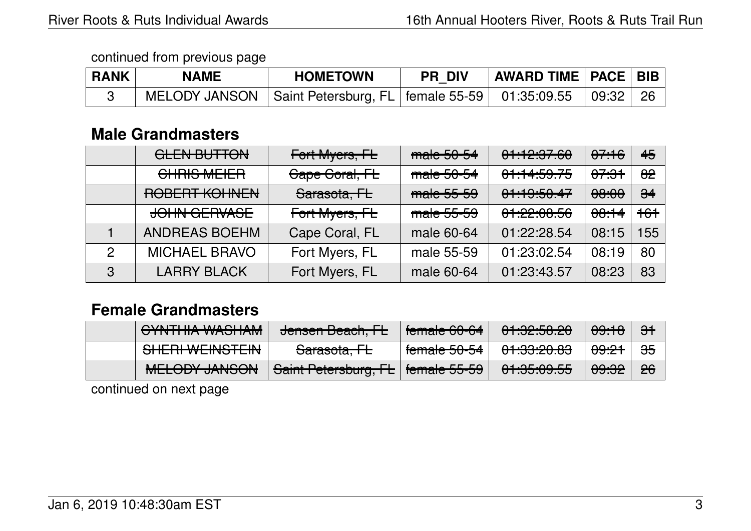continued from previous page

| RANK | NAME | HOMETOWN | PR_DIV | AWARD TIME | PACE | BIB |
|---|---|---|---|---|---|---|
| 3 | MELODY JANSON | Saint Petersburg, FL | female 55-59 | 01:35:09.55 | 09:32 | 26 |

## Male Grandmasters

| RANK | NAME | HOMETOWN | PR_DIV | AWARD TIME | PACE | BIB |
|---|---|---|---|---|---|---|
| | ~~GLEN BUTTON~~ | ~~Fort Myers, FL~~ | ~~male 50-54~~ | ~~01:12:37.60~~ | ~~07:16~~ | ~~45~~ |
| | ~~CHRIS MEIER~~ | ~~Cape Coral, FL~~ | ~~male 50-54~~ | ~~01:14:59.75~~ | ~~07:31~~ | ~~82~~ |
| | ~~ROBERT KOHNEN~~ | ~~Sarasota, FL~~ | ~~male 55-59~~ | ~~01:19:50.47~~ | ~~08:00~~ | ~~34~~ |
| | ~~JOHN GERVASE~~ | ~~Fort Myers, FL~~ | ~~male 55-59~~ | ~~01:22:08.56~~ | ~~08:14~~ | ~~161~~ |
| 1 | ANDREAS BOEHM | Cape Coral, FL | male 60-64 | 01:22:28.54 | 08:15 | 155 |
| 2 | MICHAEL BRAVO | Fort Myers, FL | male 55-59 | 01:23:02.54 | 08:19 | 80 |
| 3 | LARRY BLACK | Fort Myers, FL | male 60-64 | 01:23:43.57 | 08:23 | 83 |

## Female Grandmasters

| RANK | NAME | HOMETOWN | PR_DIV | AWARD TIME | PACE | BIB |
|---|---|---|---|---|---|---|
| | ~~CYNTHIA WASHAM~~ | ~~Jensen Beach, FL~~ | ~~female 60-64~~ | ~~01:32:58.20~~ | ~~09:18~~ | ~~31~~ |
| | ~~SHERI WEINSTEIN~~ | ~~Sarasota, FL~~ | ~~female 50-54~~ | ~~01:33:20.83~~ | ~~09:21~~ | ~~35~~ |
| | ~~MELODY JANSON~~ | ~~Saint Petersburg, FL~~ | ~~female 55-59~~ | ~~01:35:09.55~~ | ~~09:32~~ | ~~26~~ |

continued on next page

Jan 6, 2019 10:48:30am EST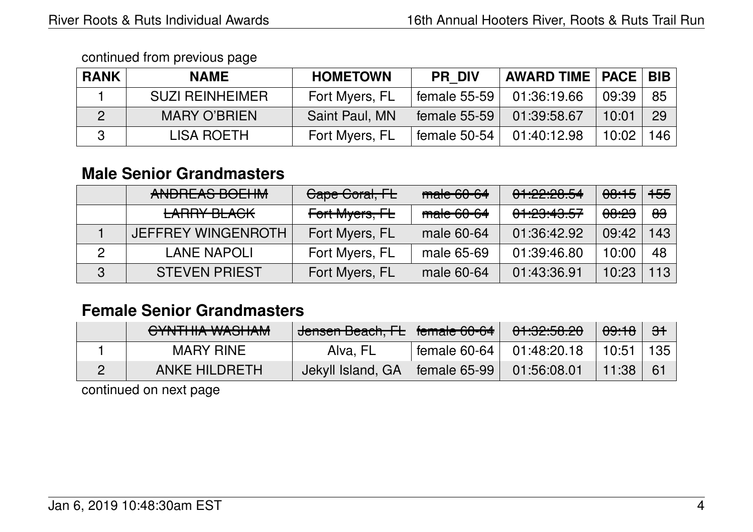continued from previous page

| RANK | NAME | HOMETOWN | PR_DIV | AWARD TIME | PACE | BIB |
|---|---|---|---|---|---|---|
| 1 | SUZI REINHEIMER | Fort Myers, FL | female 55-59 | 01:36:19.66 | 09:39 | 85 |
| 2 | MARY O'BRIEN | Saint Paul, MN | female 55-59 | 01:39:58.67 | 10:01 | 29 |
| 3 | LISA ROETH | Fort Myers, FL | female 50-54 | 01:40:12.98 | 10:02 | 146 |

## Male Senior Grandmasters

| RANK | NAME | HOMETOWN | PR_DIV | AWARD TIME | PACE | BIB |
|---|---|---|---|---|---|---|
| | ~~ANDREAS BOEHM~~ | ~~Cape Coral, FL~~ | ~~male 60-64~~ | ~~01:22:28.54~~ | ~~08:15~~ | ~~155~~ |
| | ~~LARRY BLACK~~ | ~~Fort Myers, FL~~ | ~~male 60-64~~ | ~~01:23:43.57~~ | ~~08:23~~ | ~~83~~ |
| 1 | JEFFREY WINGENROTH | Fort Myers, FL | male 60-64 | 01:36:42.92 | 09:42 | 143 |
| 2 | LANE NAPOLI | Fort Myers, FL | male 65-69 | 01:39:46.80 | 10:00 | 48 |
| 3 | STEVEN PRIEST | Fort Myers, FL | male 60-64 | 01:43:36.91 | 10:23 | 113 |

## Female Senior Grandmasters

| RANK | NAME | HOMETOWN | PR_DIV | AWARD TIME | PACE | BIB |
|---|---|---|---|---|---|---|
| | ~~CYNTHIA WASHAM~~ | ~~Jensen Beach, FL~~ | ~~female 60-64~~ | ~~01:32:58.20~~ | ~~09:18~~ | ~~31~~ |
| 1 | MARY RINE | Alva, FL | female 60-64 | 01:48:20.18 | 10:51 | 135 |
| 2 | ANKE HILDRETH | Jekyll Island, GA | female 65-99 | 01:56:08.01 | 11:38 | 61 |

continued on next page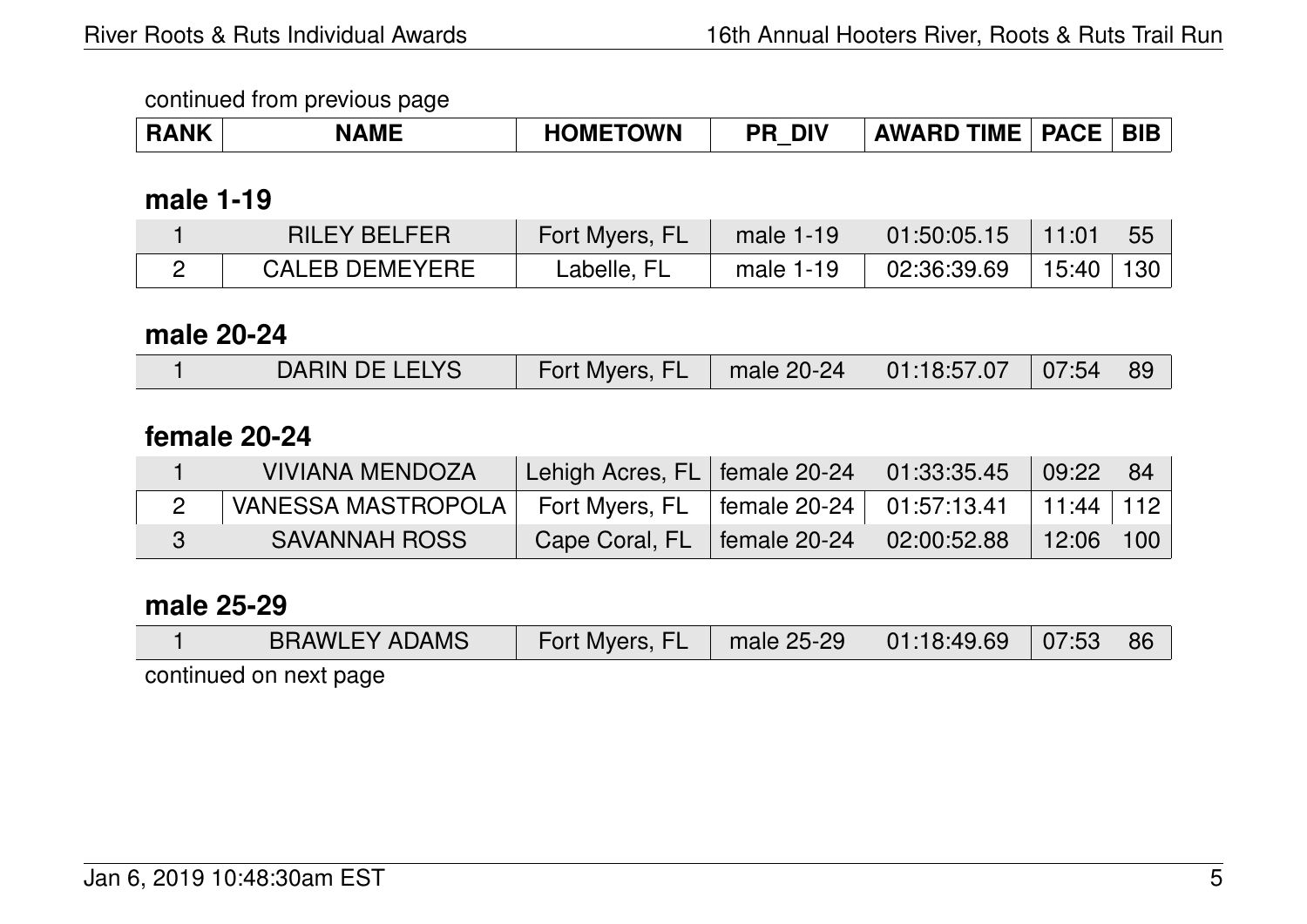continued from previous page

| RANK | NAME | HOMETOWN | PR_DIV | AWARD TIME | PACE | BIB |
|---|---|---|---|---|---|---|

## male 1-19

| RANK | NAME | HOMETOWN | PR_DIV | AWARD TIME | PACE | BIB |
|---|---|---|---|---|---|---|
| 1 | RILEY BELFER | Fort Myers, FL | male 1-19 | 01:50:05.15 | 11:01 | 55 |
| 2 | CALEB DEMEYERE | Labelle, FL | male 1-19 | 02:36:39.69 | 15:40 | 130 |

## male 20-24

| RANK | NAME | HOMETOWN | PR_DIV | AWARD TIME | PACE | BIB |
|---|---|---|---|---|---|---|
| 1 | DARIN DE LELYS | Fort Myers, FL | male 20-24 | 01:18:57.07 | 07:54 | 89 |

## female 20-24

| RANK | NAME | HOMETOWN | PR_DIV | AWARD TIME | PACE | BIB |
|---|---|---|---|---|---|---|
| 1 | VIVIANA MENDOZA | Lehigh Acres, FL | female 20-24 | 01:33:35.45 | 09:22 | 84 |
| 2 | VANESSA MASTROPOLA | Fort Myers, FL | female 20-24 | 01:57:13.41 | 11:44 | 112 |
| 3 | SAVANNAH ROSS | Cape Coral, FL | female 20-24 | 02:00:52.88 | 12:06 | 100 |

## male 25-29

| RANK | NAME | HOMETOWN | PR_DIV | AWARD TIME | PACE | BIB |
|---|---|---|---|---|---|---|
| 1 | BRAWLEY ADAMS | Fort Myers, FL | male 25-29 | 01:18:49.69 | 07:53 | 86 |

continued on next page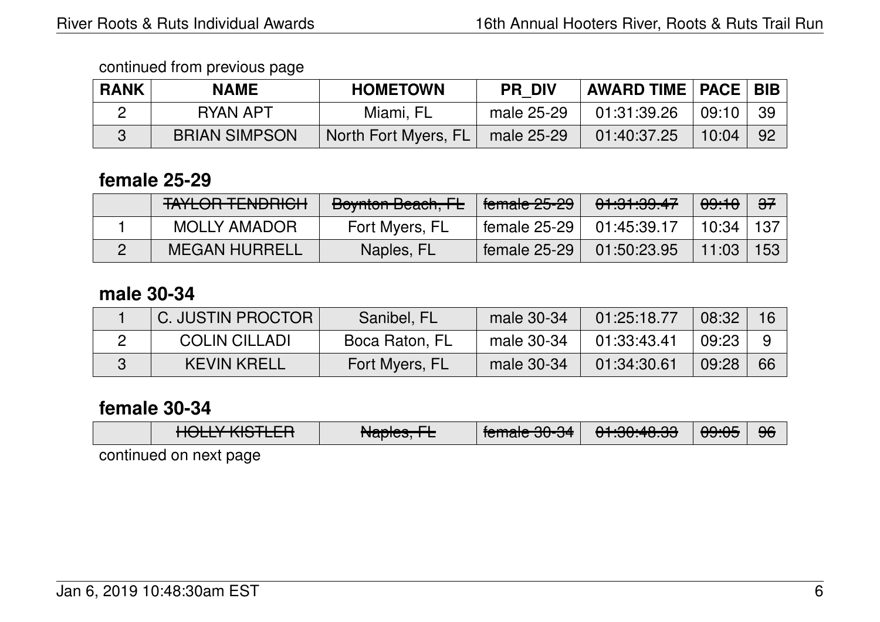continued from previous page

| RANK | NAME | HOMETOWN | PR_DIV | AWARD TIME | PACE | BIB |
|---|---|---|---|---|---|---|
| 2 | RYAN APT | Miami, FL | male 25-29 | 01:31:39.26 | 09:10 | 39 |
| 3 | BRIAN SIMPSON | North Fort Myers, FL | male 25-29 | 01:40:37.25 | 10:04 | 92 |

## female 25-29

| RANK | NAME | HOMETOWN | PR_DIV | AWARD TIME | PACE | BIB |
|---|---|---|---|---|---|---|
| | ~~TAYLOR TENDRICH~~ | ~~Boynton Beach, FL~~ | ~~female 25-29~~ | ~~01:31:39.47~~ | ~~09:10~~ | ~~37~~ |
| 1 | MOLLY AMADOR | Fort Myers, FL | female 25-29 | 01:45:39.17 | 10:34 | 137 |
| 2 | MEGAN HURRELL | Naples, FL | female 25-29 | 01:50:23.95 | 11:03 | 153 |

## male 30-34

| RANK | NAME | HOMETOWN | PR_DIV | AWARD TIME | PACE | BIB |
|---|---|---|---|---|---|---|
| 1 | C. JUSTIN PROCTOR | Sanibel, FL | male 30-34 | 01:25:18.77 | 08:32 | 16 |
| 2 | COLIN CILLADI | Boca Raton, FL | male 30-34 | 01:33:43.41 | 09:23 | 9 |
| 3 | KEVIN KRELL | Fort Myers, FL | male 30-34 | 01:34:30.61 | 09:28 | 66 |

## female 30-34

| RANK | NAME | HOMETOWN | PR_DIV | AWARD TIME | PACE | BIB |
|---|---|---|---|---|---|---|
| | ~~HOLLY KISTLER~~ | ~~Naples, FL~~ | ~~female 30-34~~ | ~~01:30:48.33~~ | ~~09:05~~ | ~~96~~ |

continued on next page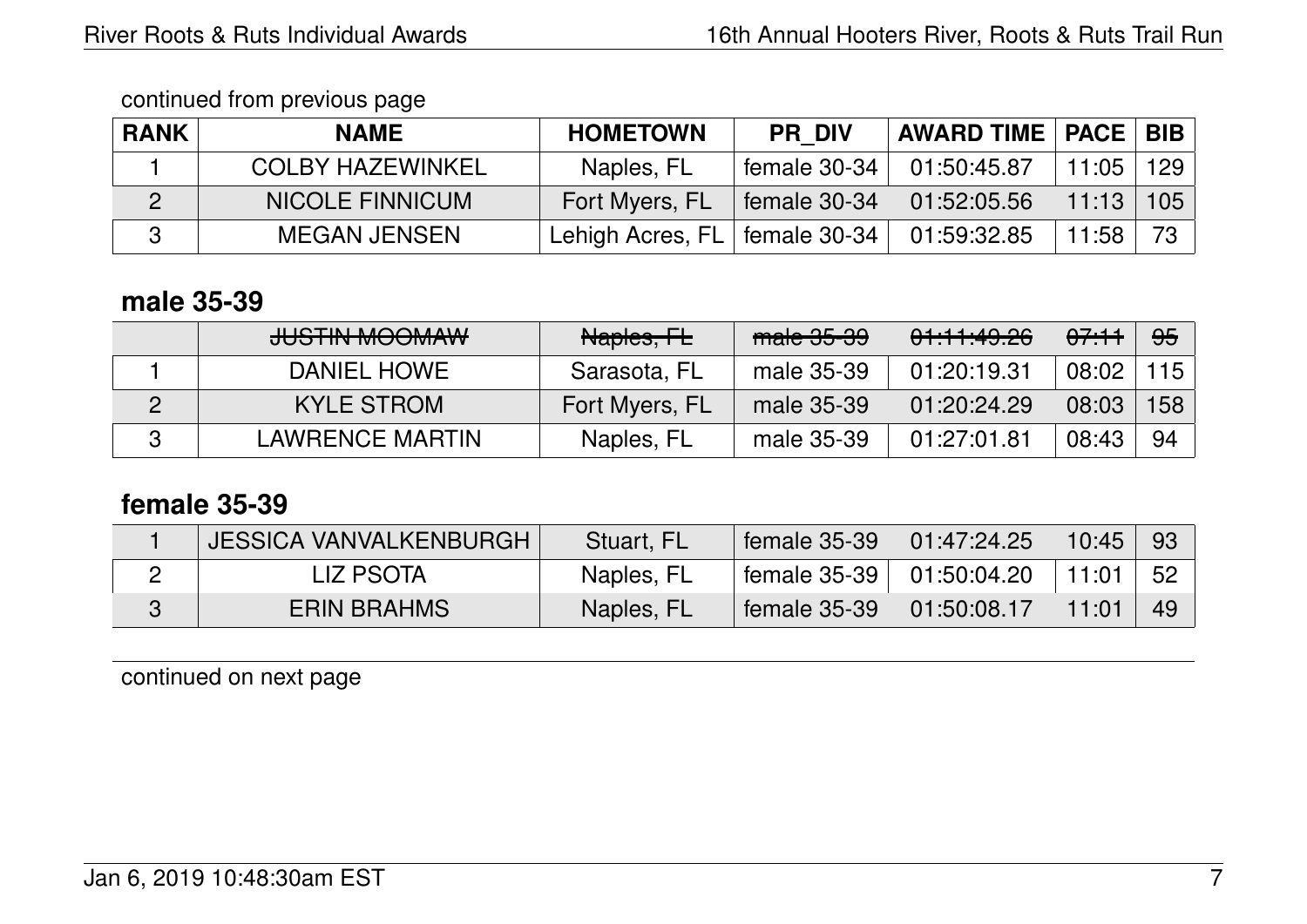continued from previous page

| RANK | NAME | HOMETOWN | PR_DIV | AWARD TIME | PACE | BIB |
|---|---|---|---|---|---|---|
| 1 | COLBY HAZEWINKEL | Naples, FL | female 30-34 | 01:50:45.87 | 11:05 | 129 |
| 2 | NICOLE FINNICUM | Fort Myers, FL | female 30-34 | 01:52:05.56 | 11:13 | 105 |
| 3 | MEGAN JENSEN | Lehigh Acres, FL | female 30-34 | 01:59:32.85 | 11:58 | 73 |

## male 35-39

| RANK | NAME | HOMETOWN | PR_DIV | AWARD TIME | PACE | BIB |
|---|---|---|---|---|---|---|
| | ~~JUSTIN MOOMAW~~ | ~~Naples, FL~~ | ~~male 35-39~~ | ~~01:11:49.26~~ | ~~07:11~~ | ~~95~~ |
| 1 | DANIEL HOWE | Sarasota, FL | male 35-39 | 01:20:19.31 | 08:02 | 115 |
| 2 | KYLE STROM | Fort Myers, FL | male 35-39 | 01:20:24.29 | 08:03 | 158 |
| 3 | LAWRENCE MARTIN | Naples, FL | male 35-39 | 01:27:01.81 | 08:43 | 94 |

## female 35-39

| RANK | NAME | HOMETOWN | PR_DIV | AWARD TIME | PACE | BIB |
|---|---|---|---|---|---|---|
| 1 | JESSICA VANVALKENBURGH | Stuart, FL | female 35-39 | 01:47:24.25 | 10:45 | 93 |
| 2 | LIZ PSOTA | Naples, FL | female 35-39 | 01:50:04.20 | 11:01 | 52 |
| 3 | ERIN BRAHMS | Naples, FL | female 35-39 | 01:50:08.17 | 11:01 | 49 |

continued on next page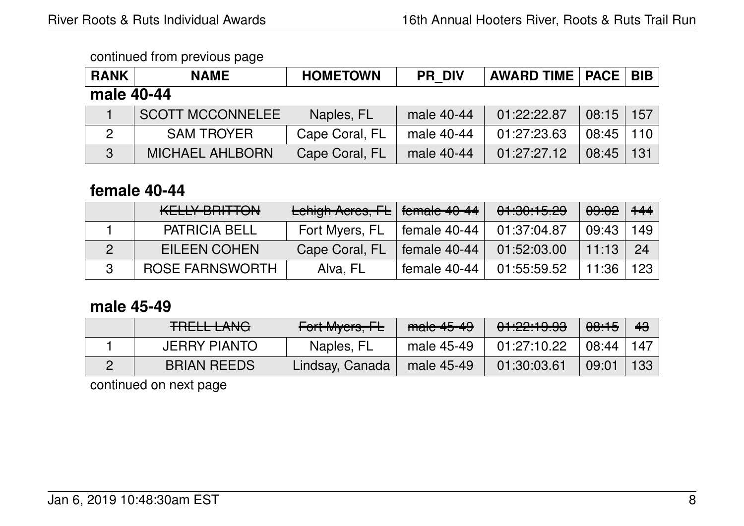continued from previous page

| RANK | NAME | HOMETOWN | PR_DIV | AWARD TIME | PACE | BIB |
|---|---|---|---|---|---|---|

**male 40-44**

| RANK | NAME | HOMETOWN | PR_DIV | AWARD TIME | PACE | BIB |
|---|---|---|---|---|---|---|
| 1 | SCOTT MCCONNELEE | Naples, FL | male 40-44 | 01:22:22.87 | 08:15 | 157 |
| 2 | SAM TROYER | Cape Coral, FL | male 40-44 | 01:27:23.63 | 08:45 | 110 |
| 3 | MICHAEL AHLBORN | Cape Coral, FL | male 40-44 | 01:27:27.12 | 08:45 | 131 |

## female 40-44

| RANK | NAME | HOMETOWN | PR_DIV | AWARD TIME | PACE | BIB |
|---|---|---|---|---|---|---|
| | ~~KELLY BRITTON~~ | ~~Lehigh Acres, FL~~ | ~~female 40-44~~ | ~~01:30:15.29~~ | ~~09:02~~ | ~~144~~ |
| 1 | PATRICIA BELL | Fort Myers, FL | female 40-44 | 01:37:04.87 | 09:43 | 149 |
| 2 | EILEEN COHEN | Cape Coral, FL | female 40-44 | 01:52:03.00 | 11:13 | 24 |
| 3 | ROSE FARNSWORTH | Alva, FL | female 40-44 | 01:55:59.52 | 11:36 | 123 |

## male 45-49

| RANK | NAME | HOMETOWN | PR_DIV | AWARD TIME | PACE | BIB |
|---|---|---|---|---|---|---|
| | ~~TRELL LANG~~ | ~~Fort Myers, FL~~ | ~~male 45-49~~ | ~~01:22:19.93~~ | ~~08:15~~ | ~~43~~ |
| 1 | JERRY PIANTO | Naples, FL | male 45-49 | 01:27:10.22 | 08:44 | 147 |
| 2 | BRIAN REEDS | Lindsay, Canada | male 45-49 | 01:30:03.61 | 09:01 | 133 |

continued on next page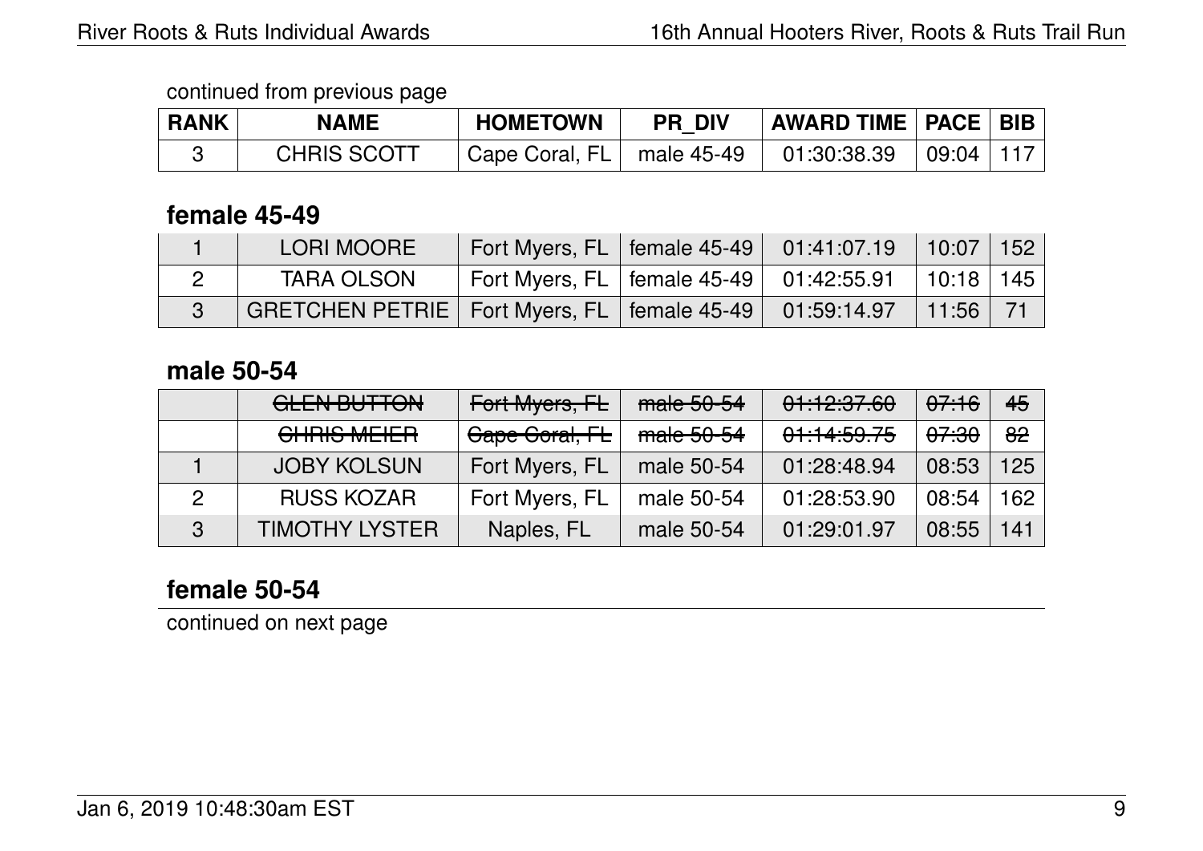continued from previous page

| RANK | NAME | HOMETOWN | PR_DIV | AWARD TIME | PACE | BIB |
|---|---|---|---|---|---|---|
| 3 | CHRIS SCOTT | Cape Coral, FL | male 45-49 | 01:30:38.39 | 09:04 | 117 |

## female 45-49

| RANK | NAME | HOMETOWN | PR_DIV | AWARD TIME | PACE | BIB |
|---|---|---|---|---|---|---|
| 1 | LORI MOORE | Fort Myers, FL | female 45-49 | 01:41:07.19 | 10:07 | 152 |
| 2 | TARA OLSON | Fort Myers, FL | female 45-49 | 01:42:55.91 | 10:18 | 145 |
| 3 | GRETCHEN PETRIE | Fort Myers, FL | female 45-49 | 01:59:14.97 | 11:56 | 71 |

## male 50-54

| RANK | NAME | HOMETOWN | PR_DIV | AWARD TIME | PACE | BIB |
|---|---|---|---|---|---|---|
| | ~~GLEN BUTTON~~ | ~~Fort Myers, FL~~ | ~~male 50-54~~ | ~~01:12:37.60~~ | ~~07:16~~ | ~~45~~ |
| | ~~CHRIS MEIER~~ | ~~Cape Coral, FL~~ | ~~male 50-54~~ | ~~01:14:59.75~~ | ~~07:30~~ | ~~82~~ |
| 1 | JOBY KOLSUN | Fort Myers, FL | male 50-54 | 01:28:48.94 | 08:53 | 125 |
| 2 | RUSS KOZAR | Fort Myers, FL | male 50-54 | 01:28:53.90 | 08:54 | 162 |
| 3 | TIMOTHY LYSTER | Naples, FL | male 50-54 | 01:29:01.97 | 08:55 | 141 |

## female 50-54

continued on next page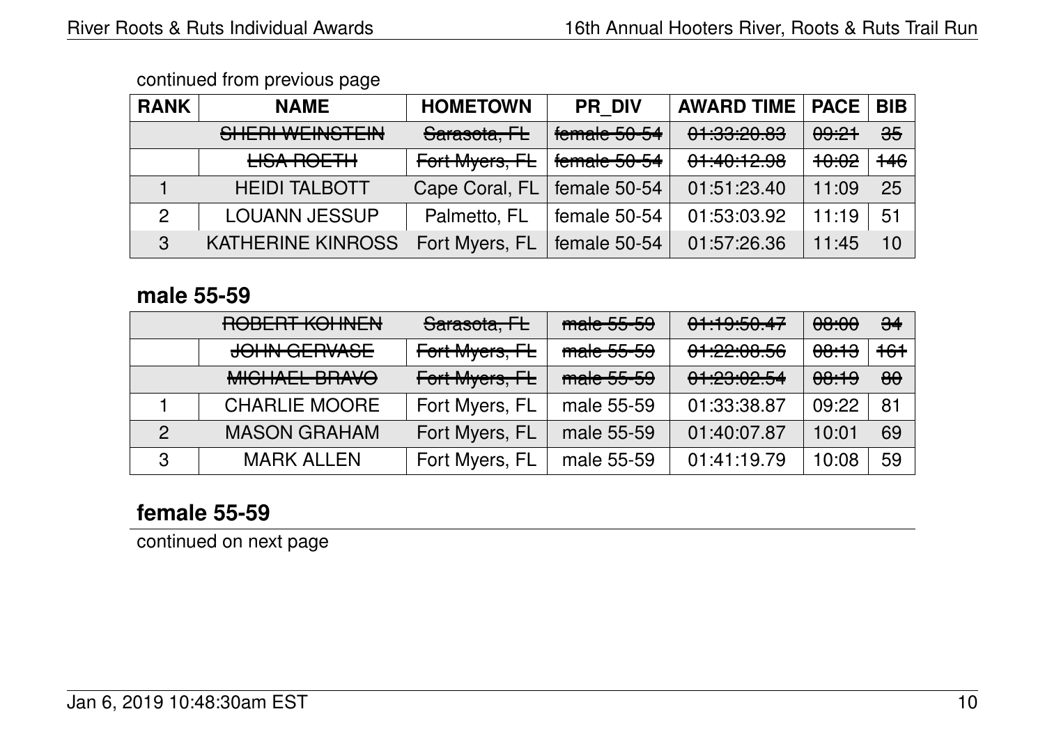continued from previous page

| RANK | NAME | HOMETOWN | PR_DIV | AWARD TIME | PACE | BIB |
|---|---|---|---|---|---|---|
| | ~~SHERI WEINSTEIN~~ | ~~Sarasota, FL~~ | ~~female 50-54~~ | ~~01:33:20.83~~ | ~~09:21~~ | ~~35~~ |
| | ~~LISA ROETH~~ | ~~Fort Myers, FL~~ | ~~female 50-54~~ | ~~01:40:12.98~~ | ~~10:02~~ | ~~146~~ |
| 1 | HEIDI TALBOTT | Cape Coral, FL | female 50-54 | 01:51:23.40 | 11:09 | 25 |
| 2 | LOUANN JESSUP | Palmetto, FL | female 50-54 | 01:53:03.92 | 11:19 | 51 |
| 3 | KATHERINE KINROSS | Fort Myers, FL | female 50-54 | 01:57:26.36 | 11:45 | 10 |

## male 55-59

| RANK | NAME | HOMETOWN | PR_DIV | AWARD TIME | PACE | BIB |
|---|---|---|---|---|---|---|
| | ~~ROBERT KOHNEN~~ | ~~Sarasota, FL~~ | ~~male 55-59~~ | ~~01:19:50.47~~ | ~~08:00~~ | ~~34~~ |
| | ~~JOHN GERVASE~~ | ~~Fort Myers, FL~~ | ~~male 55-59~~ | ~~01:22:08.56~~ | ~~08:13~~ | ~~161~~ |
| | ~~MICHAEL BRAVO~~ | ~~Fort Myers, FL~~ | ~~male 55-59~~ | ~~01:23:02.54~~ | ~~08:19~~ | ~~80~~ |
| 1 | CHARLIE MOORE | Fort Myers, FL | male 55-59 | 01:33:38.87 | 09:22 | 81 |
| 2 | MASON GRAHAM | Fort Myers, FL | male 55-59 | 01:40:07.87 | 10:01 | 69 |
| 3 | MARK ALLEN | Fort Myers, FL | male 55-59 | 01:41:19.79 | 10:08 | 59 |

## female 55-59

continued on next page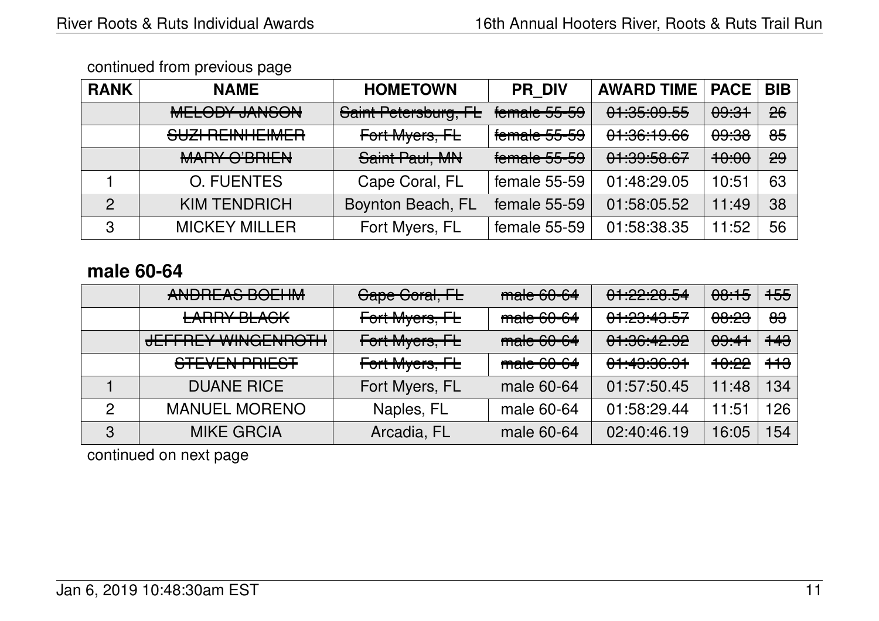continued from previous page

| RANK | NAME | HOMETOWN | PR_DIV | AWARD TIME | PACE | BIB |
|---|---|---|---|---|---|---|
| | ~~MELODY JANSON~~ | ~~Saint Petersburg, FL~~ | ~~female 55-59~~ | ~~01:35:09.55~~ | ~~09:31~~ | ~~26~~ |
| | ~~SUZI REINHEIMER~~ | ~~Fort Myers, FL~~ | ~~female 55-59~~ | ~~01:36:19.66~~ | ~~09:38~~ | ~~85~~ |
| | ~~MARY O'BRIEN~~ | ~~Saint Paul, MN~~ | ~~female 55-59~~ | ~~01:39:58.67~~ | ~~10:00~~ | ~~29~~ |
| 1 | O. FUENTES | Cape Coral, FL | female 55-59 | 01:48:29.05 | 10:51 | 63 |
| 2 | KIM TENDRICH | Boynton Beach, FL | female 55-59 | 01:58:05.52 | 11:49 | 38 |
| 3 | MICKEY MILLER | Fort Myers, FL | female 55-59 | 01:58:38.35 | 11:52 | 56 |

## male 60-64

| RANK | NAME | HOMETOWN | PR_DIV | AWARD TIME | PACE | BIB |
|---|---|---|---|---|---|---|
| | ~~ANDREAS BOEHM~~ | ~~Cape Coral, FL~~ | ~~male 60-64~~ | ~~01:22:28.54~~ | ~~08:15~~ | ~~155~~ |
| | ~~LARRY BLACK~~ | ~~Fort Myers, FL~~ | ~~male 60-64~~ | ~~01:23:43.57~~ | ~~08:23~~ | ~~83~~ |
| | ~~JEFFREY WINGENROTH~~ | ~~Fort Myers, FL~~ | ~~male 60-64~~ | ~~01:36:42.92~~ | ~~09:41~~ | ~~143~~ |
| | ~~STEVEN PRIEST~~ | ~~Fort Myers, FL~~ | ~~male 60-64~~ | ~~01:43:36.91~~ | ~~10:22~~ | ~~113~~ |
| 1 | DUANE RICE | Fort Myers, FL | male 60-64 | 01:57:50.45 | 11:48 | 134 |
| 2 | MANUEL MORENO | Naples, FL | male 60-64 | 01:58:29.44 | 11:51 | 126 |
| 3 | MIKE GRCIA | Arcadia, FL | male 60-64 | 02:40:46.19 | 16:05 | 154 |

continued on next page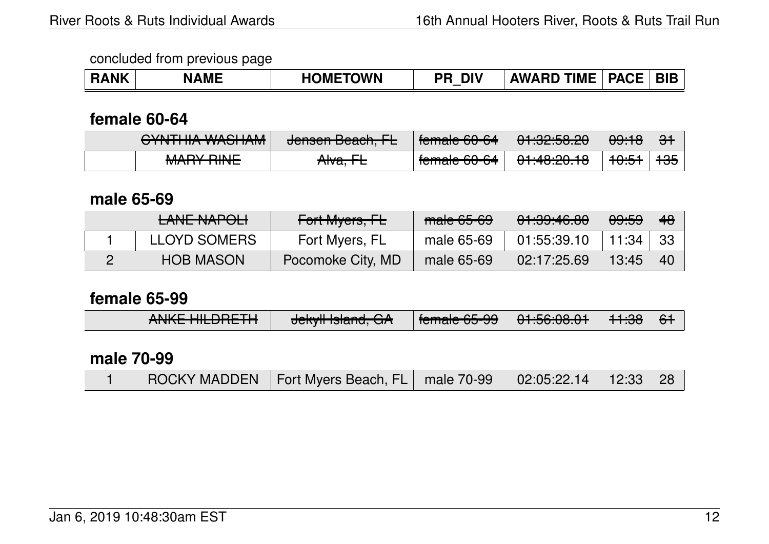concluded from previous page

| RANK | NAME | HOMETOWN | PR_DIV | AWARD TIME | PACE | BIB |
|---|---|---|---|---|---|---|

**female 60-64**

| | | | | | | |
|---|---|---|---|---|---|---|
| | ~~CYNTHIA WASHAM~~ | ~~Jensen Beach, FL~~ | ~~female 60-64~~ | ~~01:32:58.20~~ | ~~09:18~~ | ~~31~~ |
| | ~~MARY RINE~~ | ~~Alva, FL~~ | ~~female 60-64~~ | ~~01:48:20.18~~ | ~~10:51~~ | ~~135~~ |

**male 65-69**

| | | | | | | |
|---|---|---|---|---|---|---|
| | ~~LANE NAPOLI~~ | ~~Fort Myers, FL~~ | ~~male 65-69~~ | ~~01:39:46.80~~ | ~~09:59~~ | ~~48~~ |
| 1 | LLOYD SOMERS | Fort Myers, FL | male 65-69 | 01:55:39.10 | 11:34 | 33 |
| 2 | HOB MASON | Pocomoke City, MD | male 65-69 | 02:17:25.69 | 13:45 | 40 |

**female 65-99**

| | | | | | | |
|---|---|---|---|---|---|---|
| | ~~ANKE HILDRETH~~ | ~~Jekyll Island, GA~~ | ~~female 65-99~~ | ~~01:56:08.01~~ | ~~11:38~~ | ~~61~~ |

**male 70-99**

| | | | | | | |
|---|---|---|---|---|---|---|
| 1 | ROCKY MADDEN | Fort Myers Beach, FL | male 70-99 | 02:05:22.14 | 12:33 | 28 |